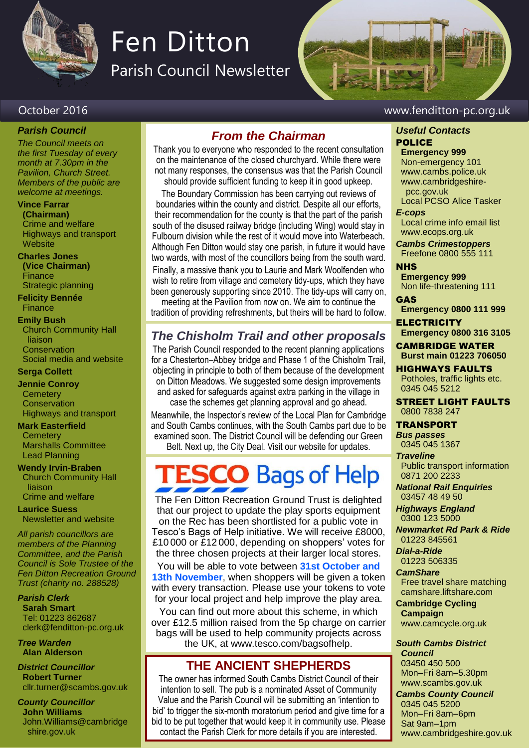# Fen Ditton

## Parish Council Newsletter

October 2016 www.fenditton-pc.org.uk

### *Parish Council*

*The Council meets on the first Tuesday of every month at 7.30pm in the Pavilion, Church Street. Members of the public are welcome at meetings.*

**Vince Farrar (Chairman)**
Crime and welfare
Highways and transport
Website

**Charles Jones (Vice Chairman)**
Finance
Strategic planning

**Felicity Bennée**
Finance

**Emily Bush**
Church Community Hall liaison
Conservation
Social media and website

**Serga Collett**

**Jennie Conroy**
Cemetery
Conservation
Highways and transport

**Mark Easterfield**
Cemetery
Marshalls Committee
Lead Planning

**Wendy Irvin-Braben**
Church Community Hall liaison
Crime and welfare

**Laurice Suess**
Newsletter and website

*All parish councillors are members of the Planning Committee, and the Parish Council is Sole Trustee of the Fen Ditton Recreation Ground Trust (charity no. 288528)*

*Parish Clerk*
**Sarah Smart**
Tel: 01223 862687
clerk@fenditton-pc.org.uk

*Tree Warden*
**Alan Alderson**

*District Councillor*
**Robert Turner**
cllr.turner@scambs.gov.uk

*County Councillor*
**John Williams**
John.Williams@cambridgeshire.gov.uk

## *From the Chairman*

Thank you to everyone who responded to the recent consultation on the maintenance of the closed churchyard. While there were not many responses, the consensus was that the Parish Council should provide sufficient funding to keep it in good upkeep.

The Boundary Commission has been carrying out reviews of boundaries within the county and district. Despite all our efforts, their recommendation for the county is that the part of the parish south of the disused railway bridge (including Wing) would stay in Fulbourn division while the rest of it would move into Waterbeach. Although Fen Ditton would stay one parish, in future it would have two wards, with most of the councillors being from the south ward.

Finally, a massive thank you to Laurie and Mark Woolfenden who wish to retire from village and cemetery tidy-ups, which they have been generously supporting since 2010. The tidy-ups will carry on, meeting at the Pavilion from now on. We aim to continue the tradition of providing refreshments, but theirs will be hard to follow.

## *The Chisholm Trail and other proposals*

The Parish Council responded to the recent planning applications for a Chesterton–Abbey bridge and Phase 1 of the Chisholm Trail, objecting in principle to both of them because of the development on Ditton Meadows. We suggested some design improvements and asked for safeguards against extra parking in the village in case the schemes get planning approval and go ahead.

Meanwhile, the Inspector's review of the Local Plan for Cambridge and South Cambs continues, with the South Cambs part due to be examined soon. The District Council will be defending our Green Belt. Next up, the City Deal. Visit our website for updates.

## TESCO Bags of Help

The Fen Ditton Recreation Ground Trust is delighted that our project to update the play sports equipment on the Rec has been shortlisted for a public vote in Tesco's Bags of Help initiative. We will receive £8000, £10 000 or £12 000, depending on shoppers' votes for the three chosen projects at their larger local stores.

You will be able to vote between **31st October and 13th November**, when shoppers will be given a token with every transaction. Please use your tokens to vote for your local project and help improve the play area.

You can find out more about this scheme, in which over £12.5 million raised from the 5p charge on carrier bags will be used to help community projects across the UK, at www.tesco.com/bagsofhelp.

## THE ANCIENT SHEPHERDS

The owner has informed South Cambs District Council of their intention to sell. The pub is a nominated Asset of Community Value and the Parish Council will be submitting an 'intention to bid' to trigger the six-month moratorium period and give time for a bid to be put together that would keep it in community use. Please contact the Parish Clerk for more details if you are interested.

### *Useful Contacts*

**POLICE**
**Emergency 999**
Non-emergency 101
www.cambs.police.uk
www.cambridgeshire-pcc.gov.uk
Local PCSO Alice Tasker

***E-cops***
Local crime info email list
www.ecops.org.uk

***Cambs Crimestoppers***
Freefone 0800 555 111

**NHS**
**Emergency 999**
Non life-threatening 111

**GAS**
**Emergency 0800 111 999**

**ELECTRICITY**
**Emergency 0800 316 3105**

**CAMBRIDGE WATER**
**Burst main 01223 706050**

**HIGHWAYS FAULTS**
Potholes, traffic lights etc.
0345 045 5212

**STREET LIGHT FAULTS**
0800 7838 247

**TRANSPORT**

***Bus passes***
0345 045 1367

***Traveline***
Public transport information
0871 200 2233

***National Rail Enquiries***
03457 48 49 50

***Highways England***
0300 123 5000

***Newmarket Rd Park & Ride***
01223 845561

***Dial-a-Ride***
01223 506335

***CamShare***
Free travel share matching
camshare.liftshare.com

**Cambridge Cycling Campaign**
www.camcycle.org.uk

***South Cambs District Council***
03450 450 500
Mon–Fri 8am–5.30pm
www.scambs.gov.uk

***Cambs County Council***
0345 045 5200
Mon–Fri 8am–6pm
Sat 9am–1pm
www.cambridgeshire.gov.uk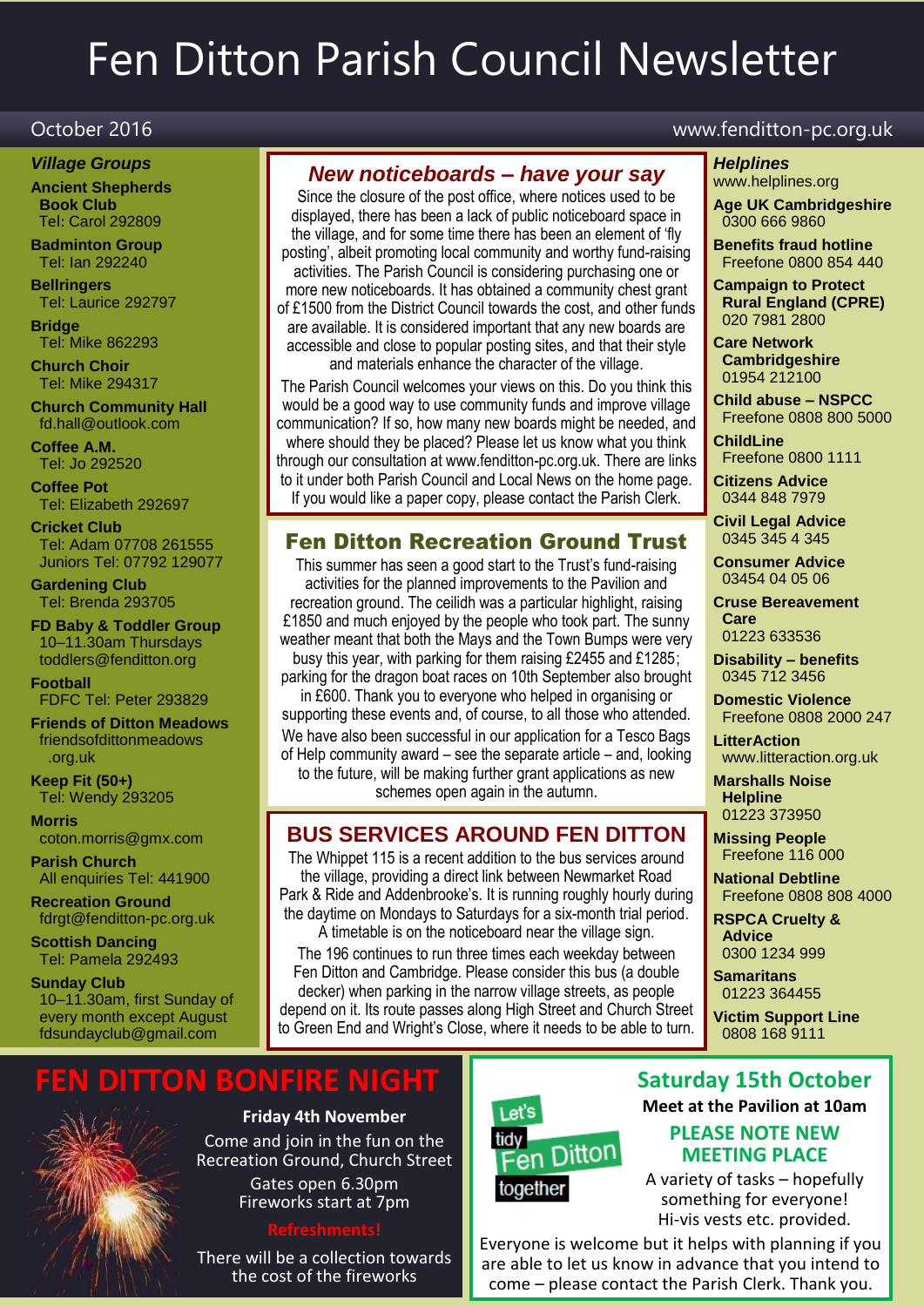# Fen Ditton Parish Council Newsletter

October 2016

www.fenditton-pc.org.uk

## *Village Groups*

**Ancient Shepherds Book Club**
Tel: Carol 292809

**Badminton Group**
Tel: Ian 292240

**Bellringers**
Tel: Laurice 292797

**Bridge**
Tel: Mike 862293

**Church Choir**
Tel: Mike 294317

**Church Community Hall**
fd.hall@outlook.com

**Coffee A.M.**
Tel: Jo 292520

**Coffee Pot**
Tel: Elizabeth 292697

**Cricket Club**
Tel: Adam 07708 261555
Juniors Tel: 07792 129077

**Gardening Club**
Tel: Brenda 293705

**FD Baby & Toddler Group**
10–11.30am Thursdays
toddlers@fenditton.org

**Football**
FDFC Tel: Peter 293829

**Friends of Ditton Meadows**
friendsofdittonmeadows.org.uk

**Keep Fit (50+)**
Tel: Wendy 293205

**Morris**
coton.morris@gmx.com

**Parish Church**
All enquiries Tel: 441900

**Recreation Ground**
fdrgt@fenditton-pc.org.uk

**Scottish Dancing**
Tel: Pamela 292493

**Sunday Club**
10–11.30am, first Sunday of every month except August
fdsundayclub@gmail.com

## *New noticeboards – have your say*

Since the closure of the post office, where notices used to be displayed, there has been a lack of public noticeboard space in the village, and for some time there has been an element of 'fly posting', albeit promoting local community and worthy fund-raising activities. The Parish Council is considering purchasing one or more new noticeboards. It has obtained a community chest grant of £1500 from the District Council towards the cost, and other funds are available. It is considered important that any new boards are accessible and close to popular posting sites, and that their style and materials enhance the character of the village.

The Parish Council welcomes your views on this. Do you think this would be a good way to use community funds and improve village communication? If so, how many new boards might be needed, and where should they be placed? Please let us know what you think through our consultation at www.fenditton-pc.org.uk. There are links to it under both Parish Council and Local News on the home page. If you would like a paper copy, please contact the Parish Clerk.

## Fen Ditton Recreation Ground Trust

This summer has seen a good start to the Trust's fund-raising activities for the planned improvements to the Pavilion and recreation ground. The ceilidh was a particular highlight, raising £1850 and much enjoyed by the people who took part. The sunny weather meant that both the Mays and the Town Bumps were very busy this year, with parking for them raising £2455 and £1285; parking for the dragon boat races on 10th September also brought in £600. Thank you to everyone who helped in organising or supporting these events and, of course, to all those who attended.

We have also been successful in our application for a Tesco Bags of Help community award – see the separate article – and, looking to the future, will be making further grant applications as new schemes open again in the autumn.

## BUS SERVICES AROUND FEN DITTON

The Whippet 115 is a recent addition to the bus services around the village, providing a direct link between Newmarket Road Park & Ride and Addenbrooke's. It is running roughly hourly during the daytime on Mondays to Saturdays for a six-month trial period. A timetable is on the noticeboard near the village sign.

The 196 continues to run three times each weekday between Fen Ditton and Cambridge. Please consider this bus (a double decker) when parking in the narrow village streets, as people depend on it. Its route passes along High Street and Church Street to Green End and Wright's Close, where it needs to be able to turn.

## *Helplines*

www.helplines.org

**Age UK Cambridgeshire**
0300 666 9860

**Benefits fraud hotline**
Freefone 0800 854 440

**Campaign to Protect Rural England (CPRE)**
020 7981 2800

**Care Network Cambridgeshire**
01954 212100

**Child abuse – NSPCC**
Freefone 0808 800 5000

**ChildLine**
Freefone 0800 1111

**Citizens Advice**
0344 848 7979

**Civil Legal Advice**
0345 345 4 345

**Consumer Advice**
03454 04 05 06

**Cruse Bereavement Care**
01223 633536

**Disability – benefits**
0345 712 3456

**Domestic Violence**
Freefone 0808 2000 247

**LitterAction**
www.litteraction.org.uk

**Marshalls Noise Helpline**
01223 373950

**Missing People**
Freefone 116 000

**National Debtline**
Freefone 0808 808 4000

**RSPCA Cruelty & Advice**
0300 1234 999

**Samaritans**
01223 364455

**Victim Support Line**
0808 168 9111

## FEN DITTON BONFIRE NIGHT

**Friday 4th November**

Come and join in the fun on the Recreation Ground, Church Street

Gates open 6.30pm
Fireworks start at 7pm

**Refreshments!**

There will be a collection towards the cost of the fireworks

## Let's tidy Fen Ditton together

## Saturday 15th October

**Meet at the Pavilion at 10am**

**PLEASE NOTE NEW MEETING PLACE**

A variety of tasks – hopefully something for everyone!
Hi-vis vests etc. provided.

Everyone is welcome but it helps with planning if you are able to let us know in advance that you intend to come – please contact the Parish Clerk. Thank you.